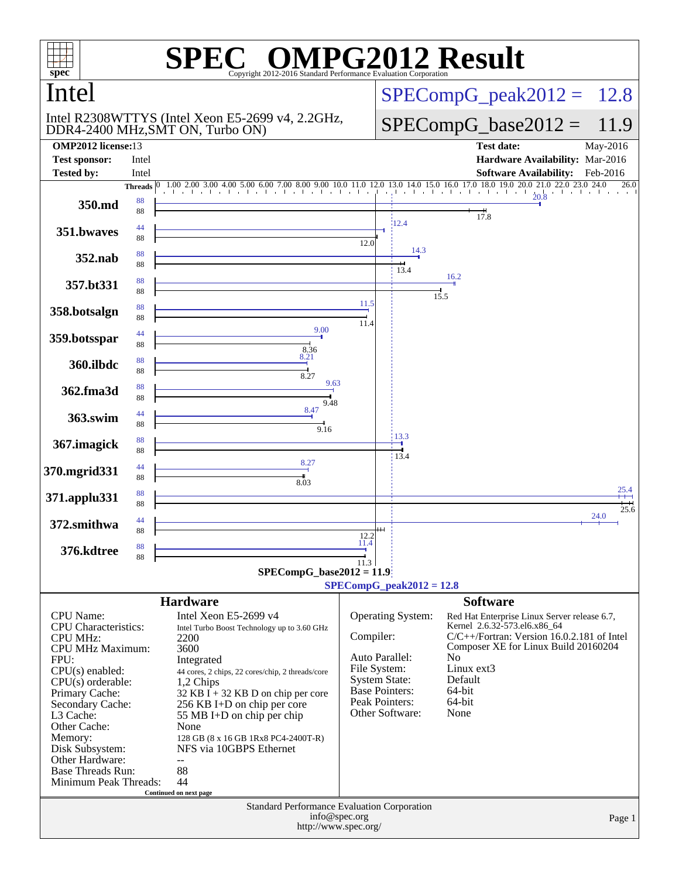# SPEC® OMPG2012 Result

Copyright 2012-2016 Standard Performance Evaluation Corporation

## Intel

Intel R2308WTTYS (Intel Xeon E5-2699 v4, 2.2GHz, DDR4-2400 MHz,SMT ON, Turbo ON)

SPECompG_peak2012 = 12.8

SPECompG_base2012 = 11.9

| | | | |
|---|---|---|---|
| **OMP2012 license:** | 13 | **Test date:** | May-2016 |
| **Test sponsor:** | Intel | **Hardware Availability:** | Mar-2016 |
| **Tested by:** | Intel | **Software Availability:** | Feb-2016 |

| Benchmark | Peak Threads | Base Threads | Peak Result | Base Result |
|---|---|---|---|---|
| 350.md | 88 | 88 | 20.8 | 17.8 |
| 351.bwaves | 44 | 88 | 12.4 | 12.0 |
| 352.nab | 88 | 88 | 14.3 | 13.4 |
| 357.bt331 | 88 | 88 | 16.2 | 15.5 |
| 358.botsalgn | 88 | 88 | 11.5 | 11.4 |
| 359.botsspar | 44 | 88 | 9.00 | 8.36 |
| 360.ilbdc | 88 | 88 | 8.21 | 8.27 |
| 362.fma3d | 88 | 88 | 9.63 | 9.48 |
| 363.swim | 44 | 88 | 8.47 | 9.16 |
| 367.imagick | 88 | 88 | 13.3 | 13.4 |
| 370.mgrid331 | 44 | 88 | 8.27 | 8.03 |
| 371.applu331 | 88 | 88 | 25.4 | 25.6 |
| 372.smithwa | 44 | 88 | 24.0 | 12.2 |
| 376.kdtree | 88 | 88 | 11.4 | 11.3 |

SPECompG_base2012 = 11.9

SPECompG_peak2012 = 12.8

## Hardware

| | |
|---|---|
| CPU Name: | Intel Xeon E5-2699 v4 |
| CPU Characteristics: | Intel Turbo Boost Technology up to 3.60 GHz |
| CPU MHz: | 2200 |
| CPU MHz Maximum: | 3600 |
| FPU: | Integrated |
| CPU(s) enabled: | 44 cores, 2 chips, 22 cores/chip, 2 threads/core |
| CPU(s) orderable: | 1,2 Chips |
| Primary Cache: | 32 KB I + 32 KB D on chip per core |
| Secondary Cache: | 256 KB I+D on chip per core |
| L3 Cache: | 55 MB I+D on chip per chip |
| Other Cache: | None |
| Memory: | 128 GB (8 x 16 GB 1Rx8 PC4-2400T-R) |
| Disk Subsystem: | NFS via 10GBPS Ethernet |
| Other Hardware: | -- |
| Base Threads Run: | 88 |
| Minimum Peak Threads: | 44 |

Continued on next page

## Software

| | |
|---|---|
| Operating System: | Red Hat Enterprise Linux Server release 6.7, Kernel 2.6.32-573.el6.x86_64 |
| Compiler: | C/C++/Fortran: Version 16.0.2.181 of Intel Composer XE for Linux Build 20160204 |
| Auto Parallel: | No |
| File System: | Linux ext3 |
| System State: | Default |
| Base Pointers: | 64-bit |
| Peak Pointers: | 64-bit |
| Other Software: | None |

Standard Performance Evaluation Corporation
info@spec.org
http://www.spec.org/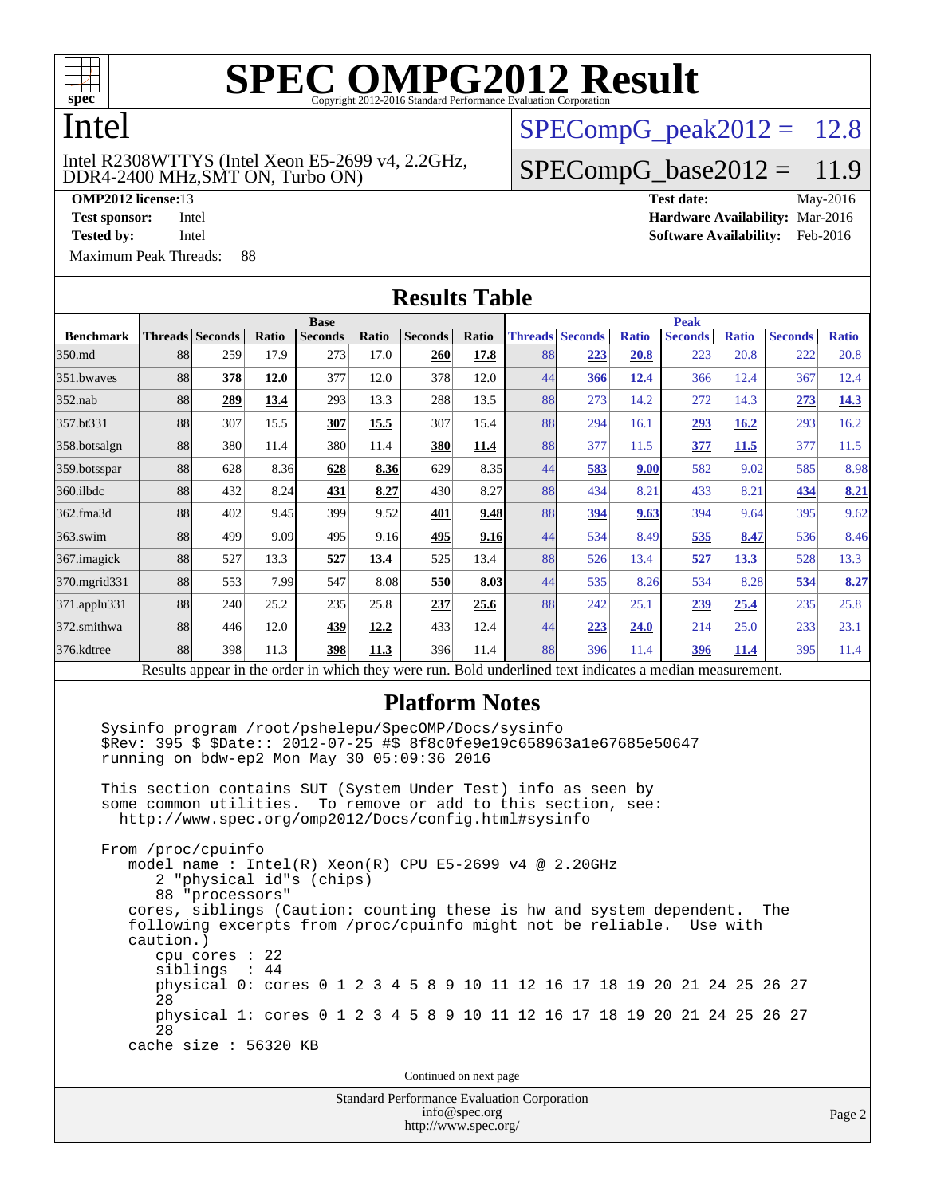# SPEC OMPG2012 Result

Copyright 2012-2016 Standard Performance Evaluation Corporation

## Intel

Intel R2308WTTYS (Intel Xeon E5-2699 v4, 2.2GHz, DDR4-2400 MHz,SMT ON, Turbo ON)

SPECompG_peak2012 = 12.8

SPECompG_base2012 = 11.9

**OMP2012 license:** 13
**Test sponsor:** Intel
**Tested by:** Intel

**Test date:** May-2016
**Hardware Availability:** Mar-2016
**Software Availability:** Feb-2016

Maximum Peak Threads: 88

## Results Table

| Benchmark | Base | | | | | | | Peak | | | | | | |
|---|---|---|---|---|---|---|---|---|---|---|---|---|---|---|
| | Threads | Seconds | Ratio | Seconds | Ratio | Seconds | Ratio | Threads | Seconds | Ratio | Seconds | Ratio | Seconds | Ratio |
| 350.md | 88 | 259 | 17.9 | 273 | 17.0 | **260** | **17.8** | 88 | **223** | **20.8** | 223 | 20.8 | 222 | 20.8 |
| 351.bwaves | 88 | **378** | **12.0** | 377 | 12.0 | 378 | 12.0 | 44 | **366** | **12.4** | 366 | 12.4 | 367 | 12.4 |
| 352.nab | 88 | **289** | **13.4** | 293 | 13.3 | 288 | 13.5 | 88 | 273 | 14.2 | 272 | 14.3 | **273** | **14.3** |
| 357.bt331 | 88 | 307 | 15.5 | **307** | **15.5** | 307 | 15.4 | 88 | 294 | 16.1 | **293** | **16.2** | 293 | 16.2 |
| 358.botsalgn | 88 | 380 | 11.4 | 380 | 11.4 | **380** | **11.4** | 88 | 377 | 11.5 | **377** | **11.5** | 377 | 11.5 |
| 359.botsspar | 88 | 628 | 8.36 | **628** | **8.36** | 629 | 8.35 | 44 | **583** | **9.00** | 582 | 9.02 | 585 | 8.98 |
| 360.ilbdc | 88 | 432 | 8.24 | **431** | **8.27** | 430 | 8.27 | 88 | 434 | 8.21 | 433 | 8.21 | **434** | **8.21** |
| 362.fma3d | 88 | 402 | 9.45 | 399 | 9.52 | **401** | **9.48** | 88 | **394** | **9.63** | 394 | 9.64 | 395 | 9.62 |
| 363.swim | 88 | 499 | 9.09 | 495 | 9.16 | **495** | **9.16** | 44 | 534 | 8.49 | **535** | **8.47** | 536 | 8.46 |
| 367.imagick | 88 | 527 | 13.3 | **527** | **13.4** | 525 | 13.4 | 88 | 526 | 13.4 | **527** | **13.3** | 528 | 13.3 |
| 370.mgrid331 | 88 | 553 | 7.99 | 547 | 8.08 | **550** | **8.03** | 44 | 535 | 8.26 | 534 | 8.28 | **534** | **8.27** |
| 371.applu331 | 88 | 240 | 25.2 | 235 | 25.8 | **237** | **25.6** | 88 | 242 | 25.1 | **239** | **25.4** | 235 | 25.8 |
| 372.smithwa | 88 | 446 | 12.0 | **439** | **12.2** | 433 | 12.4 | 44 | **223** | **24.0** | 214 | 25.0 | 233 | 23.1 |
| 376.kdtree | 88 | 398 | 11.3 | **398** | **11.3** | 396 | 11.4 | 88 | 396 | 11.4 | **396** | **11.4** | 395 | 11.4 |

Results appear in the order in which they were run. Bold underlined text indicates a median measurement.

## Platform Notes

```
Sysinfo program /root/pshelepu/SpecOMP/Docs/sysinfo
$Rev: 395 $ $Date:: 2012-07-25 #$ 8f8c0fe9e19c658963a1e67685e50647
running on bdw-ep2 Mon May 30 05:09:36 2016

This section contains SUT (System Under Test) info as seen by
some common utilities.  To remove or add to this section, see:
  http://www.spec.org/omp2012/Docs/config.html#sysinfo

From /proc/cpuinfo
   model name : Intel(R) Xeon(R) CPU E5-2699 v4 @ 2.20GHz
      2 "physical id"s (chips)
      88 "processors"
   cores, siblings (Caution: counting these is hw and system dependent.  The
   following excerpts from /proc/cpuinfo might not be reliable.  Use with
   caution.)
      cpu cores : 22
      siblings  : 44
      physical 0: cores 0 1 2 3 4 5 8 9 10 11 12 16 17 18 19 20 21 24 25 26 27
      28
      physical 1: cores 0 1 2 3 4 5 8 9 10 11 12 16 17 18 19 20 21 24 25 26 27
      28
   cache size : 56320 KB
```

Continued on next page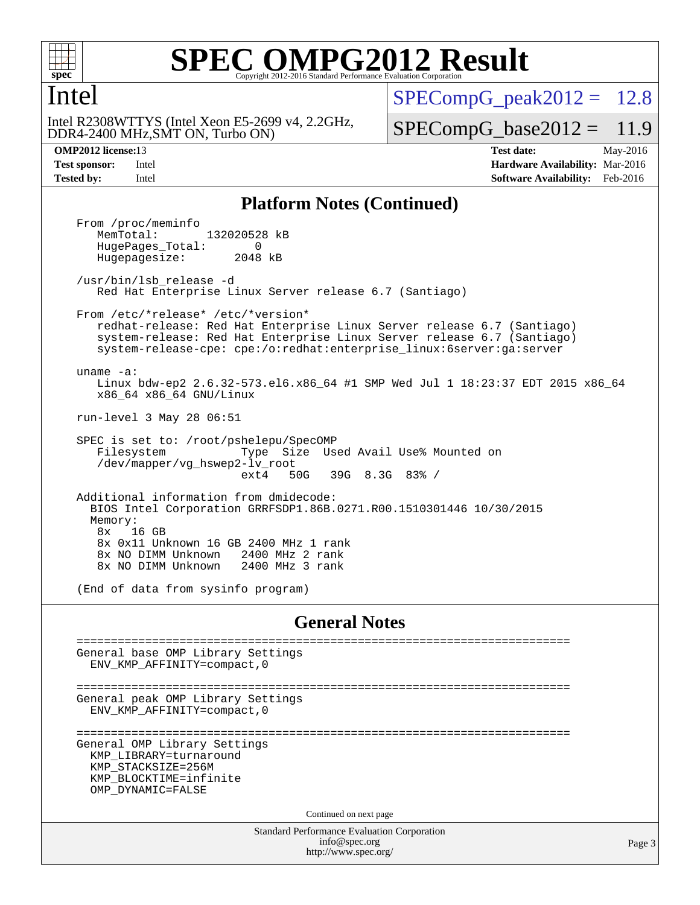## Platform Notes (Continued)

```
From /proc/meminfo
   MemTotal:       132020528 kB
   HugePages_Total:       0
   Hugepagesize:       2048 kB

/usr/bin/lsb_release -d
   Red Hat Enterprise Linux Server release 6.7 (Santiago)

From /etc/*release* /etc/*version*
   redhat-release: Red Hat Enterprise Linux Server release 6.7 (Santiago)
   system-release: Red Hat Enterprise Linux Server release 6.7 (Santiago)
   system-release-cpe: cpe:/o:redhat:enterprise_linux:6server:ga:server

uname -a:
   Linux bdw-ep2 2.6.32-573.el6.x86_64 #1 SMP Wed Jul 1 18:23:37 EDT 2015 x86_64
   x86_64 x86_64 GNU/Linux

run-level 3 May 28 06:51

SPEC is set to: /root/pshelepu/SpecOMP
   Filesystem           Type  Size  Used Avail Use% Mounted on
   /dev/mapper/vg_hswep2-lv_root
                        ext4   50G   39G  8.3G  83% /

Additional information from dmidecode:
  BIOS Intel Corporation GRRFSDP1.86B.0271.R00.1510301446 10/30/2015
  Memory:
   8x   16 GB
   8x 0x11 Unknown 16 GB 2400 MHz 1 rank
   8x NO DIMM Unknown   2400 MHz 2 rank
   8x NO DIMM Unknown   2400 MHz 3 rank

(End of data from sysinfo program)
```

## General Notes

```
========================================================================
General base OMP Library Settings
  ENV_KMP_AFFINITY=compact,0

========================================================================
General peak OMP Library Settings
  ENV_KMP_AFFINITY=compact,0

========================================================================
General OMP Library Settings
  KMP_LIBRARY=turnaround
  KMP_STACKSIZE=256M
  KMP_BLOCKTIME=infinite
  OMP_DYNAMIC=FALSE
```

Continued on next page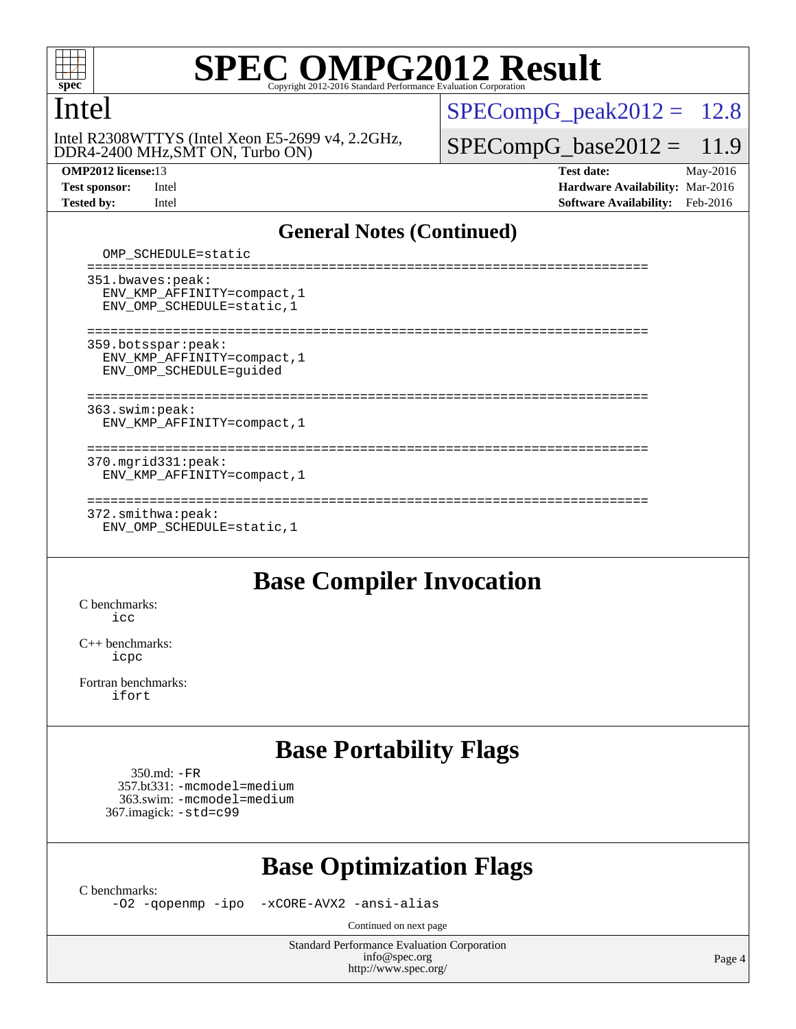# SPEC OMPG2012 Result

Copyright 2012-2016 Standard Performance Evaluation Corporation

## Intel

Intel R2308WTTYS (Intel Xeon E5-2699 v4, 2.2GHz, DDR4-2400 MHz,SMT ON, Turbo ON)

SPECompG_peak2012 = 12.8

SPECompG_base2012 = 11.9

**OMP2012 license:** 13
**Test sponsor:** Intel
**Tested by:** Intel
**Test date:** May-2016
**Hardware Availability:** Mar-2016
**Software Availability:** Feb-2016

### General Notes (Continued)

```
  OMP_SCHEDULE=static
========================================================================
351.bwaves:peak:
  ENV_KMP_AFFINITY=compact,1
  ENV_OMP_SCHEDULE=static,1

========================================================================
359.botsspar:peak:
  ENV_KMP_AFFINITY=compact,1
  ENV_OMP_SCHEDULE=guided

========================================================================
363.swim:peak:
  ENV_KMP_AFFINITY=compact,1

========================================================================
370.mgrid331:peak:
  ENV_KMP_AFFINITY=compact,1

========================================================================
372.smithwa:peak:
  ENV_OMP_SCHEDULE=static,1
```

## Base Compiler Invocation

C benchmarks:
`icc`

C++ benchmarks:
`icpc`

Fortran benchmarks:
`ifort`

## Base Portability Flags

350.md: `-FR`
357.bt331: `-mcmodel=medium`
363.swim: `-mcmodel=medium`
367.imagick: `-std=c99`

## Base Optimization Flags

C benchmarks:
`-O2 -qopenmp -ipo -xCORE-AVX2 -ansi-alias`

Continued on next page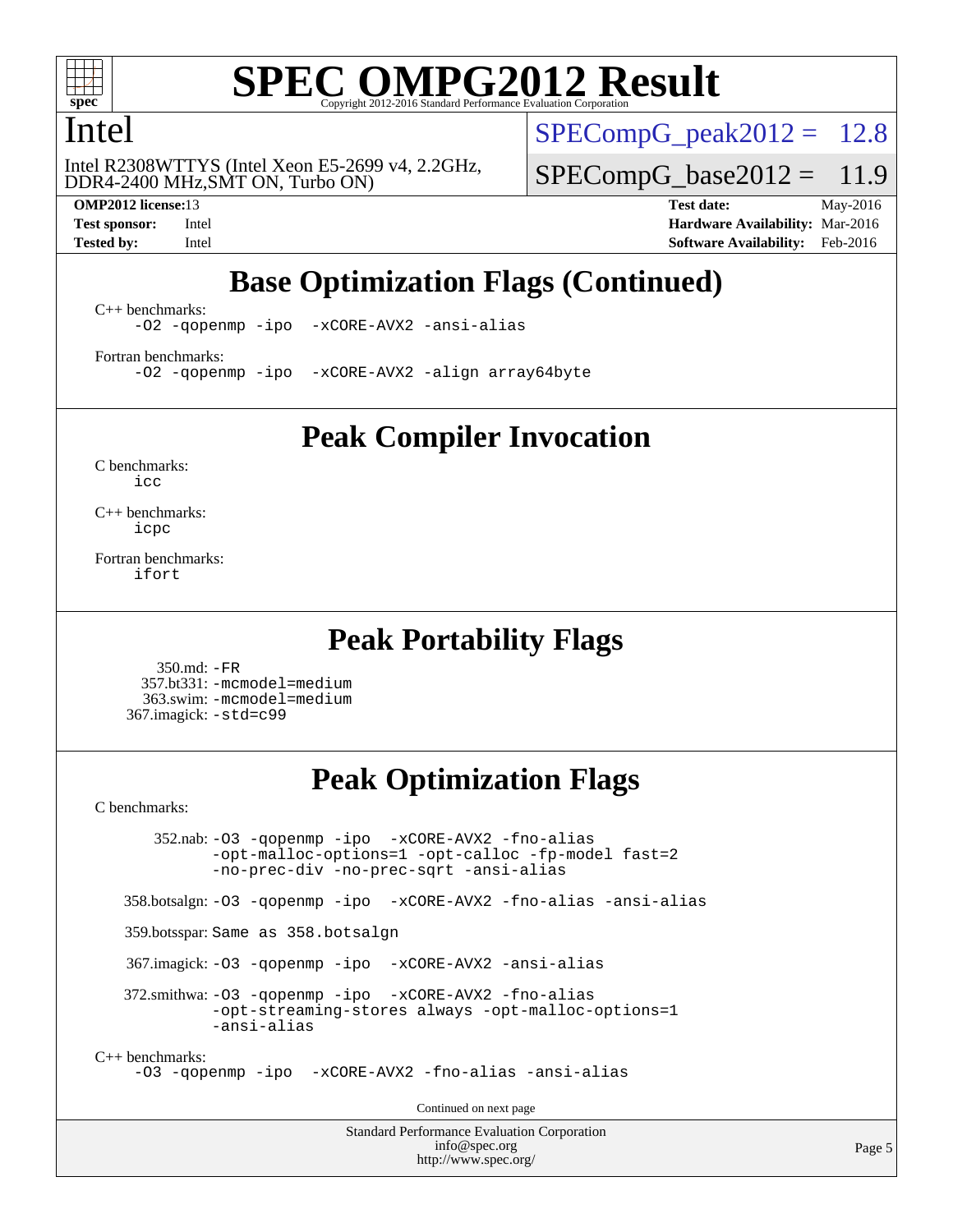# Intel

Intel R2308WTTYS (Intel Xeon E5-2699 v4, 2.2GHz, DDR4-2400 MHz,SMT ON, Turbo ON)

SPECompG_peak2012 = 12.8

SPECompG_base2012 = 11.9

**OMP2012 license:** 13
**Test sponsor:** Intel
**Tested by:** Intel

**Test date:** May-2016
**Hardware Availability:** Mar-2016
**Software Availability:** Feb-2016

## Base Optimization Flags (Continued)

C++ benchmarks:
```
-O2 -qopenmp -ipo -xCORE-AVX2 -ansi-alias
```

Fortran benchmarks:
```
-O2 -qopenmp -ipo -xCORE-AVX2 -align array64byte
```

## Peak Compiler Invocation

C benchmarks:
```
icc
```

C++ benchmarks:
```
icpc
```

Fortran benchmarks:
```
ifort
```

## Peak Portability Flags

350.md: -FR
357.bt331: -mcmodel=medium
363.swim: -mcmodel=medium
367.imagick: -std=c99

## Peak Optimization Flags

C benchmarks:

352.nab: -O3 -qopenmp -ipo -xCORE-AVX2 -fno-alias -opt-malloc-options=1 -opt-calloc -fp-model fast=2 -no-prec-div -no-prec-sqrt -ansi-alias

358.botsalgn: -O3 -qopenmp -ipo -xCORE-AVX2 -fno-alias -ansi-alias

359.botsspar: Same as 358.botsalgn

367.imagick: -O3 -qopenmp -ipo -xCORE-AVX2 -ansi-alias

372.smithwa: -O3 -qopenmp -ipo -xCORE-AVX2 -fno-alias -opt-streaming-stores always -opt-malloc-options=1 -ansi-alias

C++ benchmarks:
```
-O3 -qopenmp -ipo -xCORE-AVX2 -fno-alias -ansi-alias
```

Continued on next page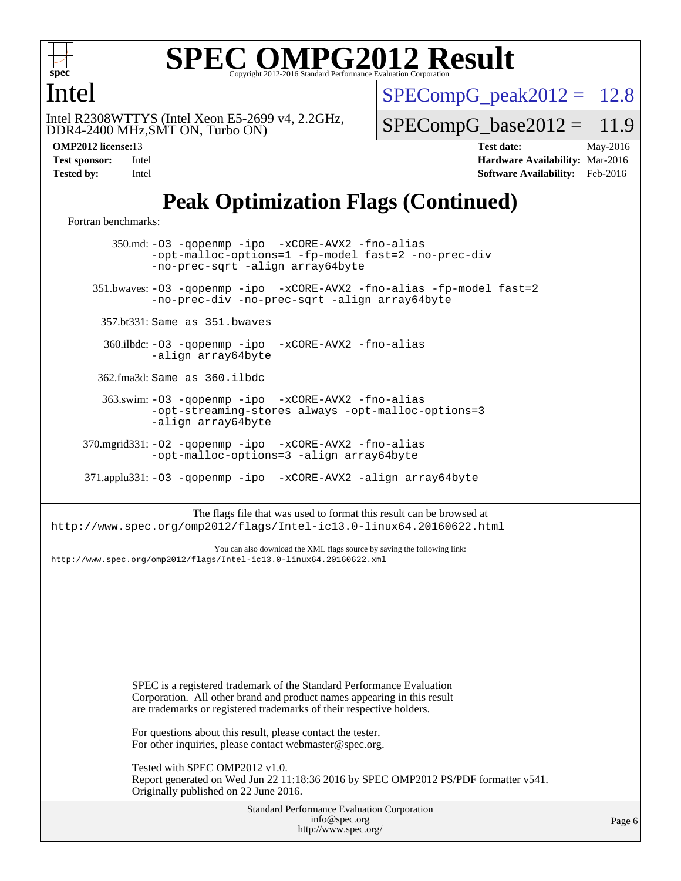# Peak Optimization Flags (Continued)

Fortran benchmarks:

350.md: -O3 -qopenmp -ipo -xCORE-AVX2 -fno-alias -opt-malloc-options=1 -fp-model fast=2 -no-prec-div -no-prec-sqrt -align array64byte

351.bwaves: -O3 -qopenmp -ipo -xCORE-AVX2 -fno-alias -fp-model fast=2 -no-prec-div -no-prec-sqrt -align array64byte

357.bt331: Same as 351.bwaves

360.ilbdc: -O3 -qopenmp -ipo -xCORE-AVX2 -fno-alias -align array64byte

362.fma3d: Same as 360.ilbdc

363.swim: -O3 -qopenmp -ipo -xCORE-AVX2 -fno-alias -opt-streaming-stores always -opt-malloc-options=3 -align array64byte

370.mgrid331: -O2 -qopenmp -ipo -xCORE-AVX2 -fno-alias -opt-malloc-options=3 -align array64byte

371.applu331: -O3 -qopenmp -ipo -xCORE-AVX2 -align array64byte

The flags file that was used to format this result can be browsed at
http://www.spec.org/omp2012/flags/Intel-ic13.0-linux64.20160622.html

You can also download the XML flags source by saving the following link:
http://www.spec.org/omp2012/flags/Intel-ic13.0-linux64.20160622.xml

SPEC is a registered trademark of the Standard Performance Evaluation Corporation. All other brand and product names appearing in this result are trademarks or registered trademarks of their respective holders.

For questions about this result, please contact the tester.
For other inquiries, please contact webmaster@spec.org.

Tested with SPEC OMP2012 v1.0.
Report generated on Wed Jun 22 11:18:36 2016 by SPEC OMP2012 PS/PDF formatter v541.
Originally published on 22 June 2016.